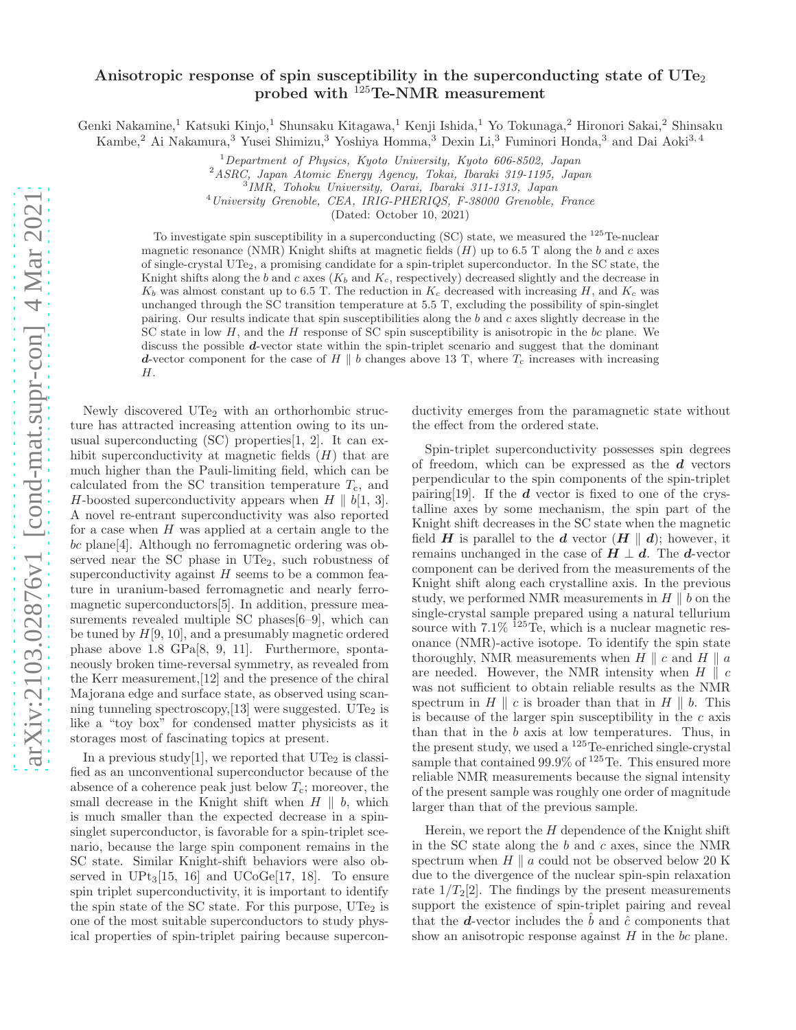# Anisotropic response of spin susceptibility in the superconducting state of $UTe_2$ probed with $^{125}$Te-NMR measurement

Genki Nakamine,[1] Katsuki Kinjo,[1] Shunsaku Kitagawa,[1] Kenji Ishida,[1] Yo Tokunaga,[2] Hironori Sakai,[2] Shinsaku Kambe,[2] Ai Nakamura,[3] Yusei Shimizu,[3] Yoshiya Homma,[3] Dexin Li,[3] Fuminori Honda,[3] and Dai Aoki[3,4]

[1]*Department of Physics, Kyoto University, Kyoto 606-8502, Japan*
[2]*ASRC, Japan Atomic Energy Agency, Tokai, Ibaraki 319-1195, Japan*
[3]*IMR, Tohoku University, Oarai, Ibaraki 311-1313, Japan*
[4]*University Grenoble, CEA, IRIG-PHERIQS, F-38000 Grenoble, France*

(Dated: October 10, 2021)

To investigate spin susceptibility in a superconducting (SC) state, we measured the $^{125}$Te-nuclear magnetic resonance (NMR) Knight shifts at magnetic fields ($H$) up to 6.5 T along the $b$ and $c$ axes of single-crystal $UTe_2$, a promising candidate for a spin-triplet superconductor. In the SC state, the Knight shifts along the $b$ and $c$ axes ($K_b$ and $K_c$, respectively) decreased slightly and the decrease in $K_b$ was almost constant up to 6.5 T. The reduction in $K_c$ decreased with increasing $H$, and $K_c$ was unchanged through the SC transition temperature at 5.5 T, excluding the possibility of spin-singlet pairing. Our results indicate that spin susceptibilities along the $b$ and $c$ axes slightly decrease in the SC state in low $H$, and the $H$ response of SC spin susceptibility is anisotropic in the $bc$ plane. We discuss the possible $\boldsymbol{d}$-vector state within the spin-triplet scenario and suggest that the dominant $\boldsymbol{d}$-vector component for the case of $H \parallel b$ changes above 13 T, where $T_c$ increases with increasing $H$.

Newly discovered $UTe_2$ with an orthorhombic structure has attracted increasing attention owing to its unusual superconducting (SC) properties[1, 2]. It can exhibit superconductivity at magnetic fields ($H$) that are much higher than the Pauli-limiting field, which can be calculated from the SC transition temperature $T_c$, and $H$-boosted superconductivity appears when $H \parallel b$[1, 3]. A novel re-entrant superconductivity was also reported for a case when $H$ was applied at a certain angle to the $bc$ plane[4]. Although no ferromagnetic ordering was observed near the SC phase in $UTe_2$, such robustness of superconductivity against $H$ seems to be a common feature in uranium-based ferromagnetic and nearly ferromagnetic superconductors[5]. In addition, pressure measurements revealed multiple SC phases[6–9], which can be tuned by $H$[9, 10], and a presumably magnetic ordered phase above 1.8 GPa[8, 9, 11]. Furthermore, spontaneously broken time-reversal symmetry, as revealed from the Kerr measurement,[12] and the presence of the chiral Majorana edge and surface state, as observed using scanning tunneling spectroscopy,[13] were suggested. $UTe_2$ is like a "toy box" for condensed matter physicists as it storages most of fascinating topics at present.

In a previous study[1], we reported that $UTe_2$ is classified as an unconventional superconductor because of the absence of a coherence peak just below $T_c$; moreover, the small decrease in the Knight shift when $H \parallel b$, which is much smaller than the expected decrease in a spin-singlet superconductor, is favorable for a spin-triplet scenario, because the large spin component remains in the SC state. Similar Knight-shift behaviors were also observed in $UPt_3$[15, 16] and UCoGe[17, 18]. To ensure spin triplet superconductivity, it is important to identify the spin state of the SC state. For this purpose, $UTe_2$ is one of the most suitable superconductors to study physical properties of spin-triplet pairing because superconductivity emerges from the paramagnetic state without the effect from the ordered state.

Spin-triplet superconductivity possesses spin degrees of freedom, which can be expressed as the $\boldsymbol{d}$ vectors perpendicular to the spin components of the spin-triplet pairing[19]. If the $\boldsymbol{d}$ vector is fixed to one of the crystalline axes by some mechanism, the spin part of the Knight shift decreases in the SC state when the magnetic field $\boldsymbol{H}$ is parallel to the $\boldsymbol{d}$ vector ($\boldsymbol{H} \parallel \boldsymbol{d}$); however, it remains unchanged in the case of $\boldsymbol{H} \perp \boldsymbol{d}$. The $\boldsymbol{d}$-vector component can be derived from the measurements of the Knight shift along each crystalline axis. In the previous study, we performed NMR measurements in $H \parallel b$ on the single-crystal sample prepared using a natural tellurium source with 7.1% $^{125}$Te, which is a nuclear magnetic resonance (NMR)-active isotope. To identify the spin state thoroughly, NMR measurements when $H \parallel c$ and $H \parallel a$ are needed. However, the NMR intensity when $H \parallel c$ was not sufficient to obtain reliable results as the NMR spectrum in $H \parallel c$ is broader than that in $H \parallel b$. This is because of the larger spin susceptibility in the $c$ axis than that in the $b$ axis at low temperatures. Thus, in the present study, we used a $^{125}$Te-enriched single-crystal sample that contained 99.9% of $^{125}$Te. This ensured more reliable NMR measurements because the signal intensity of the present sample was roughly one order of magnitude larger than that of the previous sample.

Herein, we report the $H$ dependence of the Knight shift in the SC state along the $b$ and $c$ axes, since the NMR spectrum when $H \parallel a$ could not be observed below 20 K due to the divergence of the nuclear spin-spin relaxation rate $1/T_2$[2]. The findings by the present measurements support the existence of spin-triplet pairing and reveal that the $\boldsymbol{d}$-vector includes the $\hat{b}$ and $\hat{c}$ components that show an anisotropic response against $H$ in the $bc$ plane.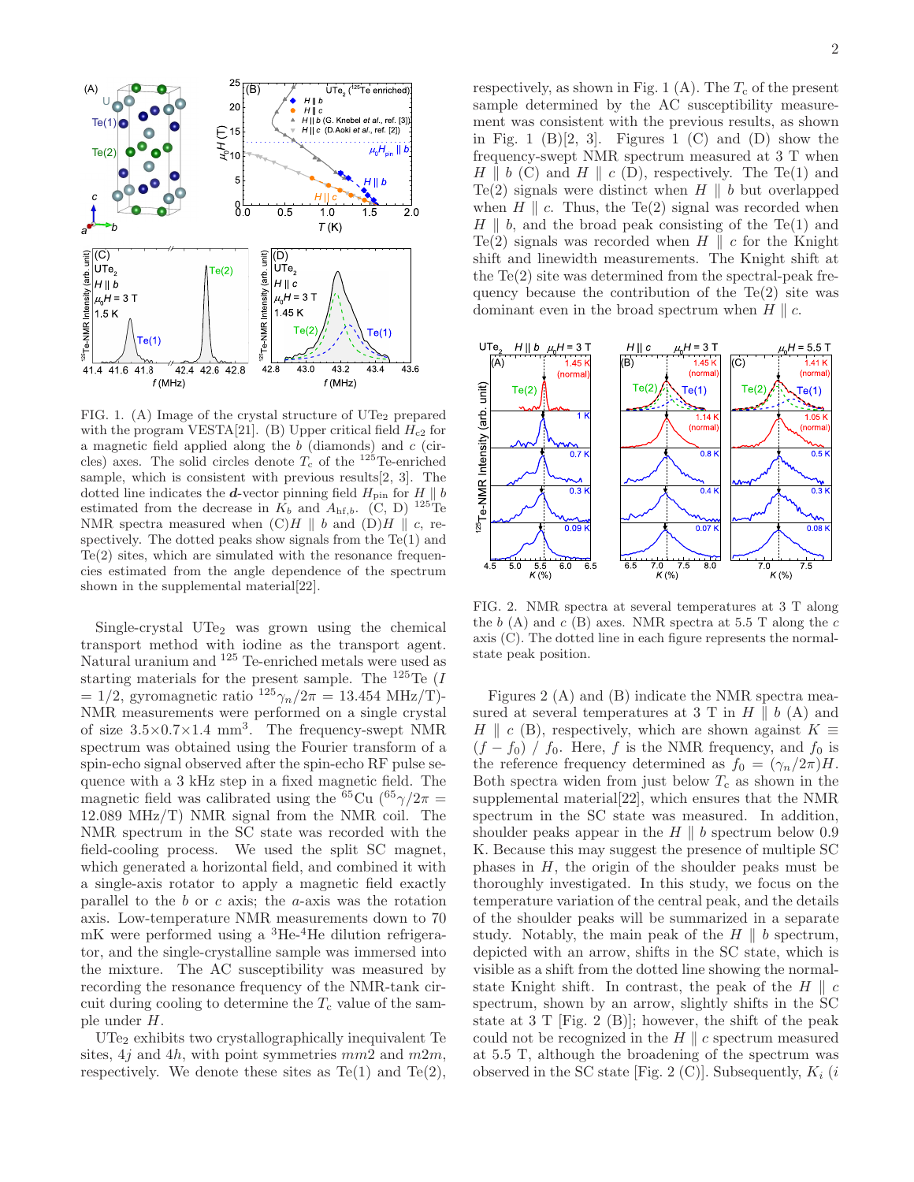FIG. 1. (A) Image of the crystal structure of $UTe_2$ prepared with the program VESTA[21]. (B) Upper critical field $H_{c2}$ for a magnetic field applied along the $b$ (diamonds) and $c$ (circles) axes. The solid circles denote $T_c$ of the $^{125}$Te-enriched sample, which is consistent with previous results[2, 3]. The dotted line indicates the $\boldsymbol{d}$-vector pinning field $H_{\rm pin}$ for $H \parallel b$ estimated from the decrease in $K_b$ and $A_{{\rm hf},b}$. (C, D) $^{125}$Te NMR spectra measured when (C)$H \parallel b$ and (D)$H \parallel c$, respectively. The dotted peaks show signals from the Te(1) and Te(2) sites, which are simulated with the resonance frequencies estimated from the angle dependence of the spectrum shown in the supplemental material[22].

Single-crystal $UTe_2$ was grown using the chemical transport method with iodine as the transport agent. Natural uranium and $^{125}$Te-enriched metals were used as starting materials for the present sample. The $^{125}$Te ($I = 1/2$, gyromagnetic ratio $^{125}\gamma_n/2\pi$ = 13.454 MHz/T)-NMR measurements were performed on a single crystal of size 3.5×0.7×1.4 mm$^3$. The frequency-swept NMR spectrum was obtained using the Fourier transform of a spin-echo signal observed after the spin-echo RF pulse sequence with a 3 kHz step in a fixed magnetic field. The magnetic field was calibrated using the $^{65}$Cu ($^{65}\gamma/2\pi$ = 12.089 MHz/T) NMR signal from the NMR coil. The NMR spectrum in the SC state was recorded with the field-cooling process. We used the split SC magnet, which generated a horizontal field, and combined it with a single-axis rotator to apply a magnetic field exactly parallel to the $b$ or $c$ axis; the $a$-axis was the rotation axis. Low-temperature NMR measurements down to 70 mK were performed using a $^3$He-$^4$He dilution refrigerator, and the single-crystalline sample was immersed into the mixture. The AC susceptibility was measured by recording the resonance frequency of the NMR-tank circuit during cooling to determine the $T_c$ value of the sample under $H$.

$UTe_2$ exhibits two crystallographically inequivalent Te sites, $4j$ and $4h$, with point symmetries $mm2$ and $m2m$, respectively. We denote these sites as Te(1) and Te(2), respectively, as shown in Fig. 1 (A). The $T_c$ of the present sample determined by the AC susceptibility measurement was consistent with the previous results, as shown in Fig. 1 (B)[2, 3]. Figures 1 (C) and (D) show the frequency-swept NMR spectrum measured at 3 T when $H \parallel b$ (C) and $H \parallel c$ (D), respectively. The Te(1) and Te(2) signals were distinct when $H \parallel b$ but overlapped when $H \parallel c$. Thus, the Te(2) signal was recorded when $H \parallel b$, and the broad peak consisting of the Te(1) and Te(2) signals was recorded when $H \parallel c$ for the Knight shift and linewidth measurements. The Knight shift at the Te(2) site was determined from the spectral-peak frequency because the contribution of the Te(2) site was dominant even in the broad spectrum when $H \parallel c$.

FIG. 2. NMR spectra at several temperatures at 3 T along the $b$ (A) and $c$ (B) axes. NMR spectra at 5.5 T along the $c$ axis (C). The dotted line in each figure represents the normal-state peak position.

Figures 2 (A) and (B) indicate the NMR spectra measured at several temperatures at 3 T in $H \parallel b$ (A) and $H \parallel c$ (B), respectively, which are shown against $K \equiv (f - f_0)\ /\ f_0$. Here, $f$ is the NMR frequency, and $f_0$ is the reference frequency determined as $f_0 = (\gamma_n/2\pi)H$. Both spectra widen from just below $T_c$ as shown in the supplemental material[22], which ensures that the NMR spectrum in the SC state was measured. In addition, shoulder peaks appear in the $H \parallel b$ spectrum below 0.9 K. Because this may suggest the presence of multiple SC phases in $H$, the origin of the shoulder peaks must be thoroughly investigated. In this study, we focus on the temperature variation of the central peak, and the details of the shoulder peaks will be summarized in a separate study. Notably, the main peak of the $H \parallel b$ spectrum, depicted with an arrow, shifts in the SC state, which is visible as a shift from the dotted line showing the normal-state Knight shift. In contrast, the peak of the $H \parallel c$ spectrum, shown by an arrow, slightly shifts in the SC state at 3 T [Fig. 2 (B)]; however, the shift of the peak could not be recognized in the $H \parallel c$ spectrum measured at 5.5 T, although the broadening of the spectrum was observed in the SC state [Fig. 2 (C)]. Subsequently, $K_i$ ($i$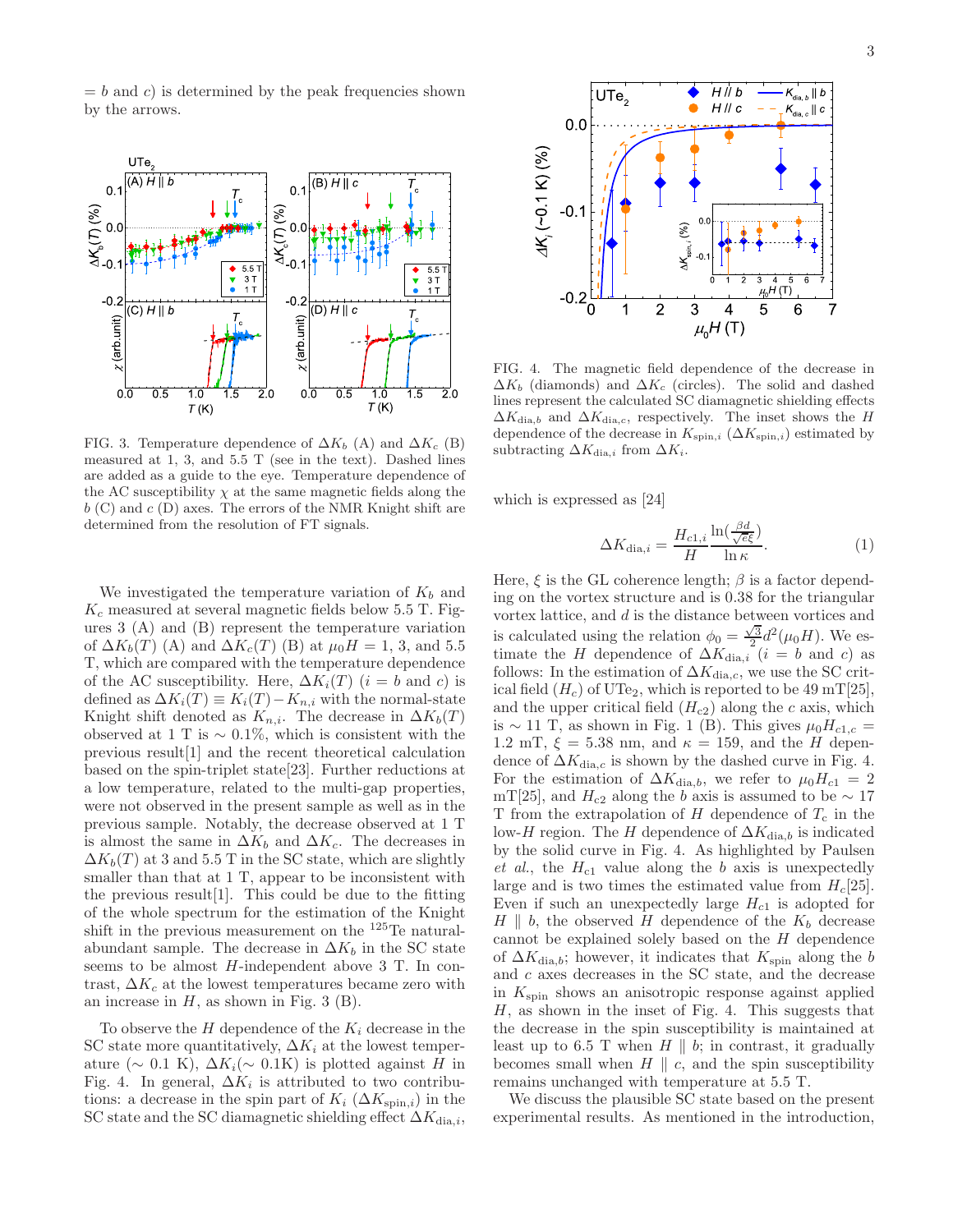= $b$ and $c$) is determined by the peak frequencies shown by the arrows.

FIG. 3. Temperature dependence of $\Delta K_b$ (A) and $\Delta K_c$ (B) measured at 1, 3, and 5.5 T (see in the text). Dashed lines are added as a guide to the eye. Temperature dependence of the AC susceptibility $\chi$ at the same magnetic fields along the $b$ (C) and $c$ (D) axes. The errors of the NMR Knight shift are determined from the resolution of FT signals.

We investigated the temperature variation of $K_b$ and $K_c$ measured at several magnetic fields below 5.5 T. Figures 3 (A) and (B) represent the temperature variation of $\Delta K_b(T)$ (A) and $\Delta K_c(T)$ (B) at $\mu_0 H$ = 1, 3, and 5.5 T, which are compared with the temperature dependence of the AC susceptibility. Here, $\Delta K_i(T)$ ($i$ = $b$ and $c$) is defined as $\Delta K_i(T) \equiv K_i(T) - K_{n,i}$ with the normal-state Knight shift denoted as $K_{n,i}$. The decrease in $\Delta K_b(T)$ observed at 1 T is $\sim$ 0.1%, which is consistent with the previous result[1] and the recent theoretical calculation based on the spin-triplet state[23]. Further reductions at a low temperature, related to the multi-gap properties, were not observed in the present sample as well as in the previous sample. Notably, the decrease observed at 1 T is almost the same in $\Delta K_b$ and $\Delta K_c$. The decreases in $\Delta K_b(T)$ at 3 and 5.5 T in the SC state, which are slightly smaller than that at 1 T, appear to be inconsistent with the previous result[1]. This could be due to the fitting of the whole spectrum for the estimation of the Knight shift in the previous measurement on the $^{125}$Te natural-abundant sample. The decrease in $\Delta K_b$ in the SC state seems to be almost $H$-independent above 3 T. In contrast, $\Delta K_c$ at the lowest temperatures became zero with an increase in $H$, as shown in Fig. 3 (B).

To observe the $H$ dependence of the $K_i$ decrease in the SC state more quantitatively, $\Delta K_i$ at the lowest temperature ($\sim$ 0.1 K), $\Delta K_i(\sim 0.1\text{K})$ is plotted against $H$ in Fig. 4. In general, $\Delta K_i$ is attributed to two contributions: a decrease in the spin part of $K_i$ ($\Delta K_{\text{spin},i}$) in the SC state and the SC diamagnetic shielding effect $\Delta K_{\text{dia},i}$,

FIG. 4. The magnetic field dependence of the decrease in $\Delta K_b$ (diamonds) and $\Delta K_c$ (circles). The solid and dashed lines represent the calculated SC diamagnetic shielding effects $\Delta K_{\text{dia},b}$ and $\Delta K_{\text{dia},c}$, respectively. The inset shows the $H$ dependence of the decrease in $K_{\text{spin},i}$ ($\Delta K_{\text{spin},i}$) estimated by subtracting $\Delta K_{\text{dia},i}$ from $\Delta K_i$.

which is expressed as [24]

$$\Delta K_{\text{dia},i} = \frac{H_{c1,i}}{H} \frac{\ln(\frac{\beta d}{\sqrt{e}\xi})}{\ln \kappa}. \tag{1}$$

Here, $\xi$ is the GL coherence length; $\beta$ is a factor depending on the vortex structure and is 0.38 for the triangular vortex lattice, and $d$ is the distance between vortices and is calculated using the relation $\phi_0 = \frac{\sqrt{3}}{2} d^2 (\mu_0 H)$. We estimate the $H$ dependence of $\Delta K_{\text{dia},i}$ ($i$ = $b$ and $c$) as follows: In the estimation of $\Delta K_{\text{dia},c}$, we use the SC critical field ($H_c$) of $UTe_2$, which is reported to be 49 mT[25], and the upper critical field ($H_{c2}$) along the $c$ axis, which is $\sim$ 11 T, as shown in Fig. 1 (B). This gives $\mu_0 H_{c1,c}$ = 1.2 mT, $\xi$ = 5.38 nm, and $\kappa$ = 159, and the $H$ dependence of $\Delta K_{\text{dia},c}$ is shown by the dashed curve in Fig. 4. For the estimation of $\Delta K_{\text{dia},b}$, we refer to $\mu_0 H_{c1}$ = 2 mT[25], and $H_{c2}$ along the $b$ axis is assumed to be $\sim$ 17 T from the extrapolation of $H$ dependence of $T_c$ in the low-$H$ region. The $H$ dependence of $\Delta K_{\text{dia},b}$ is indicated by the solid curve in Fig. 4. As highlighted by Paulsen *et al.*, the $H_{c1}$ value along the $b$ axis is unexpectedly large and is two times the estimated value from $H_c$[25]. Even if such an unexpectedly large $H_{c1}$ is adopted for $H \parallel b$, the observed $H$ dependence of the $K_b$ decrease cannot be explained solely based on the $H$ dependence of $\Delta K_{\text{dia},b}$; however, it indicates that $K_{\text{spin}}$ along the $b$ and $c$ axes decreases in the SC state, and the decrease in $K_{\text{spin}}$ shows an anisotropic response against applied $H$, as shown in the inset of Fig. 4. This suggests that the decrease in the spin susceptibility is maintained at least up to 6.5 T when $H \parallel b$; in contrast, it gradually becomes small when $H \parallel c$, and the spin susceptibility remains unchanged with temperature at 5.5 T.

We discuss the plausible SC state based on the present experimental results. As mentioned in the introduction,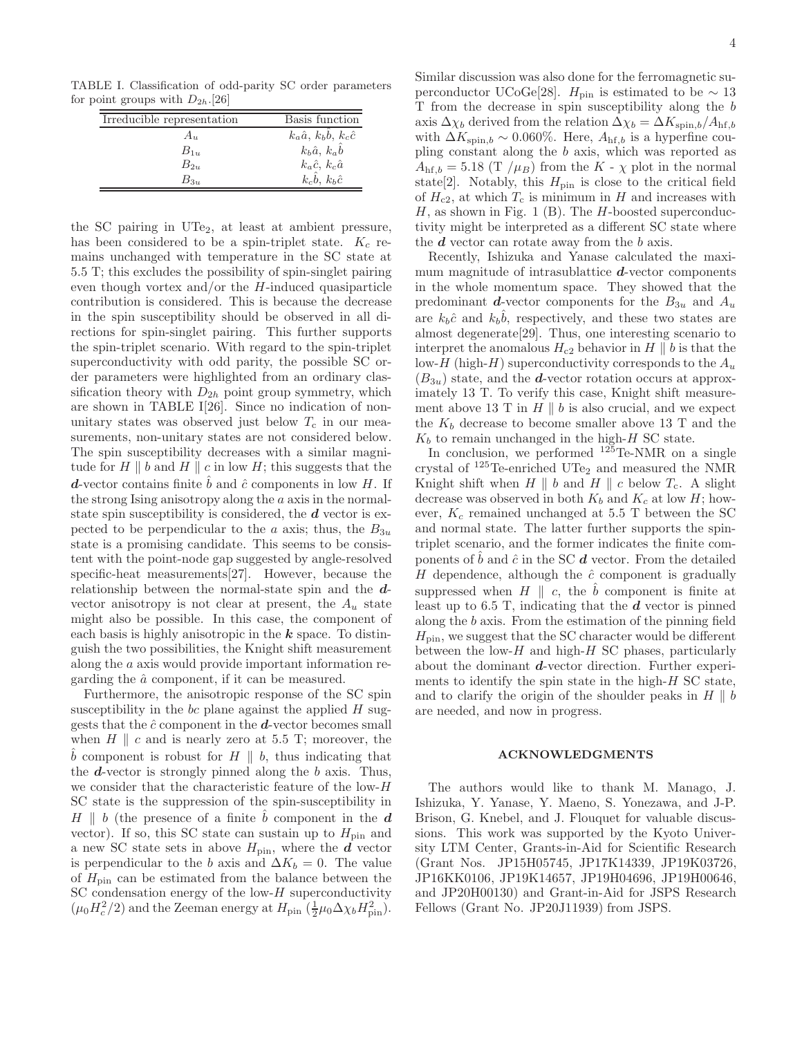TABLE I. Classification of odd-parity SC order parameters for point groups with $D_{2h}$.[26]

| Irreducible representation | Basis function |
| --- | --- |
| $A_u$ | $k_a\hat{a}$, $k_b\hat{b}$, $k_c\hat{c}$ |
| $B_{1u}$ | $k_b\hat{a}$, $k_a\hat{b}$ |
| $B_{2u}$ | $k_a\hat{c}$, $k_c\hat{a}$ |
| $B_{3u}$ | $k_c\hat{b}$, $k_b\hat{c}$ |

the SC pairing in $UTe_2$, at least at ambient pressure, has been considered to be a spin-triplet state. $K_c$ remains unchanged with temperature in the SC state at 5.5 T; this excludes the possibility of spin-singlet pairing even though vortex and/or the $H$-induced quasiparticle contribution is considered. This is because the decrease in the spin susceptibility should be observed in all directions for spin-singlet pairing. This further supports the spin-triplet scenario. With regard to the spin-triplet superconductivity with odd parity, the possible SC order parameters were highlighted from an ordinary classification theory with $D_{2h}$ point group symmetry, which are shown in TABLE I[26]. Since no indication of non-unitary states was observed just below $T_c$ in our measurements, non-unitary states are not considered below. The spin susceptibility decreases with a similar magnitude for $H \parallel b$ and $H \parallel c$ in low $H$; this suggests that the $\boldsymbol{d}$-vector contains finite $\hat{b}$ and $\hat{c}$ components in low $H$. If the strong Ising anisotropy along the $a$ axis in the normal-state spin susceptibility is considered, the $\boldsymbol{d}$ vector is expected to be perpendicular to the $a$ axis; thus, the $B_{3u}$ state is a promising candidate. This seems to be consistent with the point-node gap suggested by angle-resolved specific-heat measurements[27]. However, because the relationship between the normal-state spin and the $\boldsymbol{d}$-vector anisotropy is not clear at present, the $A_u$ state might also be possible. In this case, the component of each basis is highly anisotropic in the $\boldsymbol{k}$ space. To distinguish the two possibilities, the Knight shift measurement along the $a$ axis would provide important information regarding the $\hat{a}$ component, if it can be measured.

Furthermore, the anisotropic response of the SC spin susceptibility in the $bc$ plane against the applied $H$ suggests that the $\hat{c}$ component in the $\boldsymbol{d}$-vector becomes small when $H \parallel c$ and is nearly zero at 5.5 T; moreover, the $\hat{b}$ component is robust for $H \parallel b$, thus indicating that the $\boldsymbol{d}$-vector is strongly pinned along the $b$ axis. Thus, we consider that the characteristic feature of the low-$H$ SC state is the suppression of the spin-susceptibility in $H \parallel b$ (the presence of a finite $\hat{b}$ component in the $\boldsymbol{d}$ vector). If so, this SC state can sustain up to $H_{\rm pin}$ and a new SC state sets in above $H_{\rm pin}$, where the $\boldsymbol{d}$ vector is perpendicular to the $b$ axis and $\Delta K_b = 0$. The value of $H_{\rm pin}$ can be estimated from the balance between the SC condensation energy of the low-$H$ superconductivity ($\mu_0 H_c^2/2$) and the Zeeman energy at $H_{\rm pin}$ ($\frac{1}{2}\mu_0 \Delta\chi_b H_{\rm pin}^2$). Similar discussion was also done for the ferromagnetic superconductor UCoGe[28]. $H_{\rm pin}$ is estimated to be $\sim 13$ T from the decrease in spin susceptibility along the $b$ axis $\Delta\chi_b$ derived from the relation $\Delta\chi_b = \Delta K_{{\rm spin},b}/A_{{\rm hf},b}$ with $\Delta K_{{\rm spin},b} \sim 0.060\%$. Here, $A_{{\rm hf},b}$ is a hyperfine coupling constant along the $b$ axis, which was reported as $A_{{\rm hf},b} = 5.18$ (T $/\mu_B$) from the $K$ - $\chi$ plot in the normal state[2]. Notably, this $H_{\rm pin}$ is close to the critical field of $H_{c2}$, at which $T_c$ is minimum in $H$ and increases with $H$, as shown in Fig. 1 (B). The $H$-boosted superconductivity might be interpreted as a different SC state where the $\boldsymbol{d}$ vector can rotate away from the $b$ axis.

Recently, Ishizuka and Yanase calculated the maximum magnitude of intrasublattice $\boldsymbol{d}$-vector components in the whole momentum space. They showed that the predominant $\boldsymbol{d}$-vector components for the $B_{3u}$ and $A_u$ are $k_b\hat{c}$ and $k_b\hat{b}$, respectively, and these two states are almost degenerate[29]. Thus, one interesting scenario to interpret the anomalous $H_{c2}$ behavior in $H \parallel b$ is that the low-$H$ (high-$H$) superconductivity corresponds to the $A_u$ ($B_{3u}$) state, and the $\boldsymbol{d}$-vector rotation occurs at approximately 13 T. To verify this case, Knight shift measurement above 13 T in $H \parallel b$ is also crucial, and we expect the $K_b$ decrease to become smaller above 13 T and the $K_b$ to remain unchanged in the high-$H$ SC state.

In conclusion, we performed $^{125}$Te-NMR on a single crystal of $^{125}$Te-enriched $UTe_2$ and measured the NMR Knight shift when $H \parallel b$ and $H \parallel c$ below $T_c$. A slight decrease was observed in both $K_b$ and $K_c$ at low $H$; however, $K_c$ remained unchanged at 5.5 T between the SC and normal state. The latter further supports the spin-triplet scenario, and the former indicates the finite components of $\hat{b}$ and $\hat{c}$ in the SC $\boldsymbol{d}$ vector. From the detailed $H$ dependence, although the $\hat{c}$ component is gradually suppressed when $H \parallel c$, the $\hat{b}$ component is finite at least up to 6.5 T, indicating that the $\boldsymbol{d}$ vector is pinned along the $b$ axis. From the estimation of the pinning field $H_{\rm pin}$, we suggest that the SC character would be different between the low-$H$ and high-$H$ SC phases, particularly about the dominant $\boldsymbol{d}$-vector direction. Further experiments to identify the spin state in the high-$H$ SC state, and to clarify the origin of the shoulder peaks in $H \parallel b$ are needed, and now in progress.

## ACKNOWLEDGMENTS

The authors would like to thank M. Manago, J. Ishizuka, Y. Yanase, Y. Maeno, S. Yonezawa, and J-P. Brison, G. Knebel, and J. Flouquet for valuable discussions. This work was supported by the Kyoto University LTM Center, Grants-in-Aid for Scientific Research (Grant Nos. JP15H05745, JP17K14339, JP19K03726, JP16KK0106, JP19K14657, JP19H04696, JP19H00646, and JP20H00130) and Grant-in-Aid for JSPS Research Fellows (Grant No. JP20J11939) from JSPS.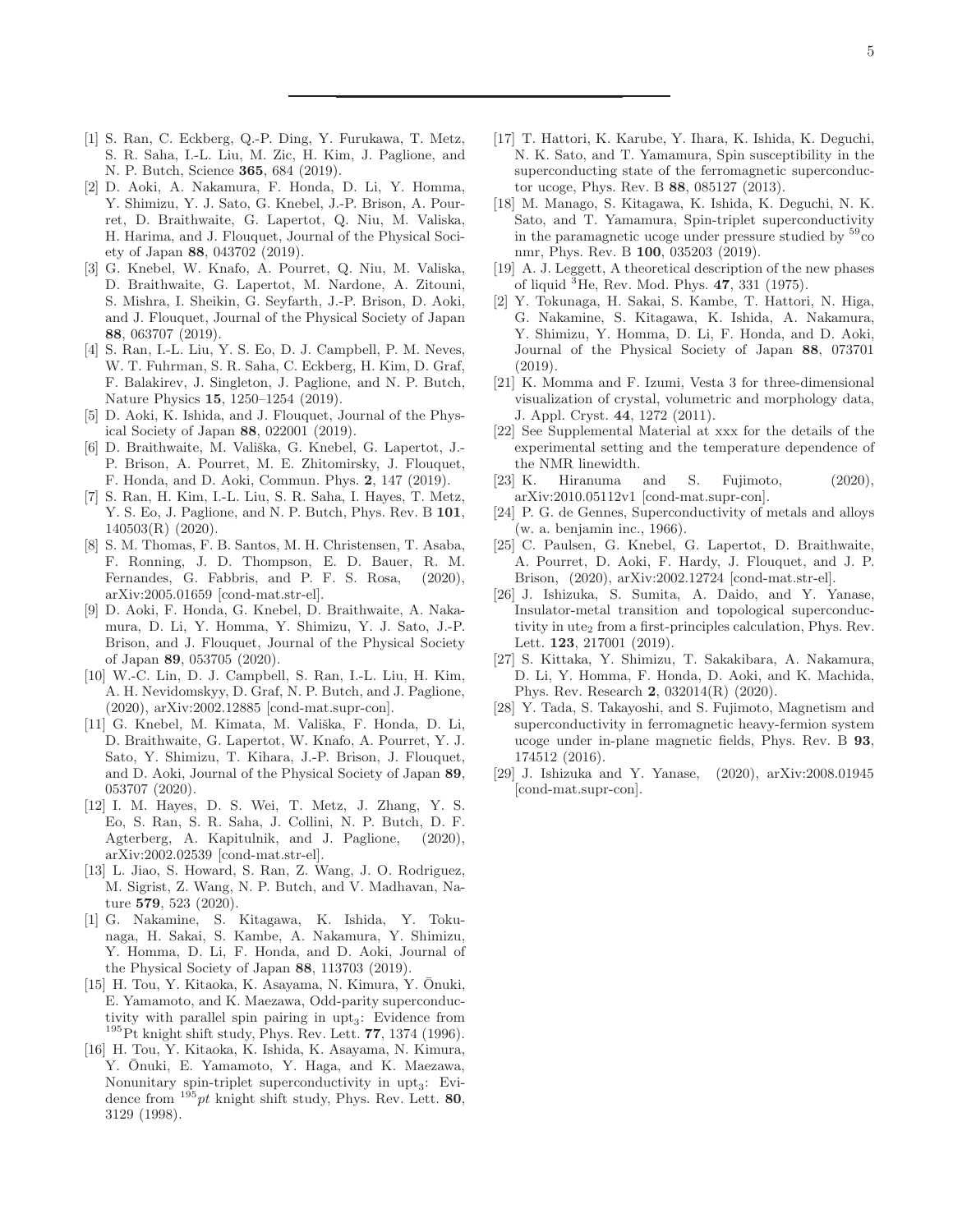[1] S. Ran, C. Eckberg, Q.-P. Ding, Y. Furukawa, T. Metz, S. R. Saha, I.-L. Liu, M. Zic, H. Kim, J. Paglione, and N. P. Butch, Science **365**, 684 (2019).

[2] D. Aoki, A. Nakamura, F. Honda, D. Li, Y. Homma, Y. Shimizu, Y. J. Sato, G. Knebel, J.-P. Brison, A. Pourret, D. Braithwaite, G. Lapertot, Q. Niu, M. Valiska, H. Harima, and J. Flouquet, Journal of the Physical Society of Japan **88**, 043702 (2019).

[3] G. Knebel, W. Knafo, A. Pourret, Q. Niu, M. Valiska, D. Braithwaite, G. Lapertot, M. Nardone, A. Zitouni, S. Mishra, I. Sheikin, G. Seyfarth, J.-P. Brison, D. Aoki, and J. Flouquet, Journal of the Physical Society of Japan **88**, 063707 (2019).

[4] S. Ran, I.-L. Liu, Y. S. Eo, D. J. Campbell, P. M. Neves, W. T. Fuhrman, S. R. Saha, C. Eckberg, H. Kim, D. Graf, F. Balakirev, J. Singleton, J. Paglione, and N. P. Butch, Nature Physics **15**, 1250–1254 (2019).

[5] D. Aoki, K. Ishida, and J. Flouquet, Journal of the Physical Society of Japan **88**, 022001 (2019).

[6] D. Braithwaite, M. Vališka, G. Knebel, G. Lapertot, J.-P. Brison, A. Pourret, M. E. Zhitomirsky, J. Flouquet, F. Honda, and D. Aoki, Commun. Phys. **2**, 147 (2019).

[7] S. Ran, H. Kim, I.-L. Liu, S. R. Saha, I. Hayes, T. Metz, Y. S. Eo, J. Paglione, and N. P. Butch, Phys. Rev. B **101**, 140503(R) (2020).

[8] S. M. Thomas, F. B. Santos, M. H. Christensen, T. Asaba, F. Ronning, J. D. Thompson, E. D. Bauer, R. M. Fernandes, G. Fabbris, and P. F. S. Rosa, (2020), arXiv:2005.01659 [cond-mat.str-el].

[9] D. Aoki, F. Honda, G. Knebel, D. Braithwaite, A. Nakamura, D. Li, Y. Homma, Y. Shimizu, Y. J. Sato, J.-P. Brison, and J. Flouquet, Journal of the Physical Society of Japan **89**, 053705 (2020).

[10] W.-C. Lin, D. J. Campbell, S. Ran, I.-L. Liu, H. Kim, A. H. Nevidomskyy, D. Graf, N. P. Butch, and J. Paglione, (2020), arXiv:2002.12885 [cond-mat.supr-con].

[11] G. Knebel, M. Kimata, M. Vališka, F. Honda, D. Li, D. Braithwaite, G. Lapertot, W. Knafo, A. Pourret, Y. J. Sato, Y. Shimizu, T. Kihara, J.-P. Brison, J. Flouquet, and D. Aoki, Journal of the Physical Society of Japan **89**, 053707 (2020).

[12] I. M. Hayes, D. S. Wei, T. Metz, J. Zhang, Y. S. Eo, S. Ran, S. R. Saha, J. Collini, N. P. Butch, D. F. Agterberg, A. Kapitulnik, and J. Paglione, (2020), arXiv:2002.02539 [cond-mat.str-el].

[13] L. Jiao, S. Howard, S. Ran, Z. Wang, J. O. Rodriguez, M. Sigrist, Z. Wang, N. P. Butch, and V. Madhavan, Nature **579**, 523 (2020).

[1] G. Nakamine, S. Kitagawa, K. Ishida, Y. Tokunaga, H. Sakai, S. Kambe, A. Nakamura, Y. Shimizu, Y. Homma, D. Li, F. Honda, and D. Aoki, Journal of the Physical Society of Japan **88**, 113703 (2019).

[15] H. Tou, Y. Kitaoka, K. Asayama, N. Kimura, Y. Ōnuki, E. Yamamoto, and K. Maezawa, Odd-parity superconductivity with parallel spin pairing in $upt_3$: Evidence from $^{195}$Pt knight shift study, Phys. Rev. Lett. **77**, 1374 (1996).

[16] H. Tou, Y. Kitaoka, K. Ishida, K. Asayama, N. Kimura, Y. Ōnuki, E. Yamamoto, Y. Haga, and K. Maezawa, Nonunitary spin-triplet superconductivity in $upt_3$: Evidence from $^{195}pt$ knight shift study, Phys. Rev. Lett. **80**, 3129 (1998).

[17] T. Hattori, K. Karube, Y. Ihara, K. Ishida, K. Deguchi, N. K. Sato, and T. Yamamura, Spin susceptibility in the superconducting state of the ferromagnetic superconductor ucoge, Phys. Rev. B **88**, 085127 (2013).

[18] M. Manago, S. Kitagawa, K. Ishida, K. Deguchi, N. K. Sato, and T. Yamamura, Spin-triplet superconductivity in the paramagnetic ucoge under pressure studied by $^{59}$co nmr, Phys. Rev. B **100**, 035203 (2019).

[19] A. J. Leggett, A theoretical description of the new phases of liquid $^{3}$He, Rev. Mod. Phys. **47**, 331 (1975).

[2] Y. Tokunaga, H. Sakai, S. Kambe, T. Hattori, N. Higa, G. Nakamine, S. Kitagawa, K. Ishida, A. Nakamura, Y. Shimizu, Y. Homma, D. Li, F. Honda, and D. Aoki, Journal of the Physical Society of Japan **88**, 073701 (2019).

[21] K. Momma and F. Izumi, Vesta 3 for three-dimensional visualization of crystal, volumetric and morphology data, J. Appl. Cryst. **44**, 1272 (2011).

[22] See Supplemental Material at xxx for the details of the experimental setting and the temperature dependence of the NMR linewidth.

[23] K. Hiranuma and S. Fujimoto, (2020), arXiv:2010.05112v1 [cond-mat.supr-con].

[24] P. G. de Gennes, Superconductivity of metals and alloys (w. a. benjamin inc., 1966).

[25] C. Paulsen, G. Knebel, G. Lapertot, D. Braithwaite, A. Pourret, D. Aoki, F. Hardy, J. Flouquet, and J. P. Brison, (2020), arXiv:2002.12724 [cond-mat.str-el].

[26] J. Ishizuka, S. Sumita, A. Daido, and Y. Yanase, Insulator-metal transition and topological superconductivity in $ute_2$ from a first-principles calculation, Phys. Rev. Lett. **123**, 217001 (2019).

[27] S. Kittaka, Y. Shimizu, T. Sakakibara, A. Nakamura, D. Li, Y. Homma, F. Honda, D. Aoki, and K. Machida, Phys. Rev. Research **2**, 032014(R) (2020).

[28] Y. Tada, S. Takayoshi, and S. Fujimoto, Magnetism and superconductivity in ferromagnetic heavy-fermion system ucoge under in-plane magnetic fields, Phys. Rev. B **93**, 174512 (2016).

[29] J. Ishizuka and Y. Yanase, (2020), arXiv:2008.01945 [cond-mat.supr-con].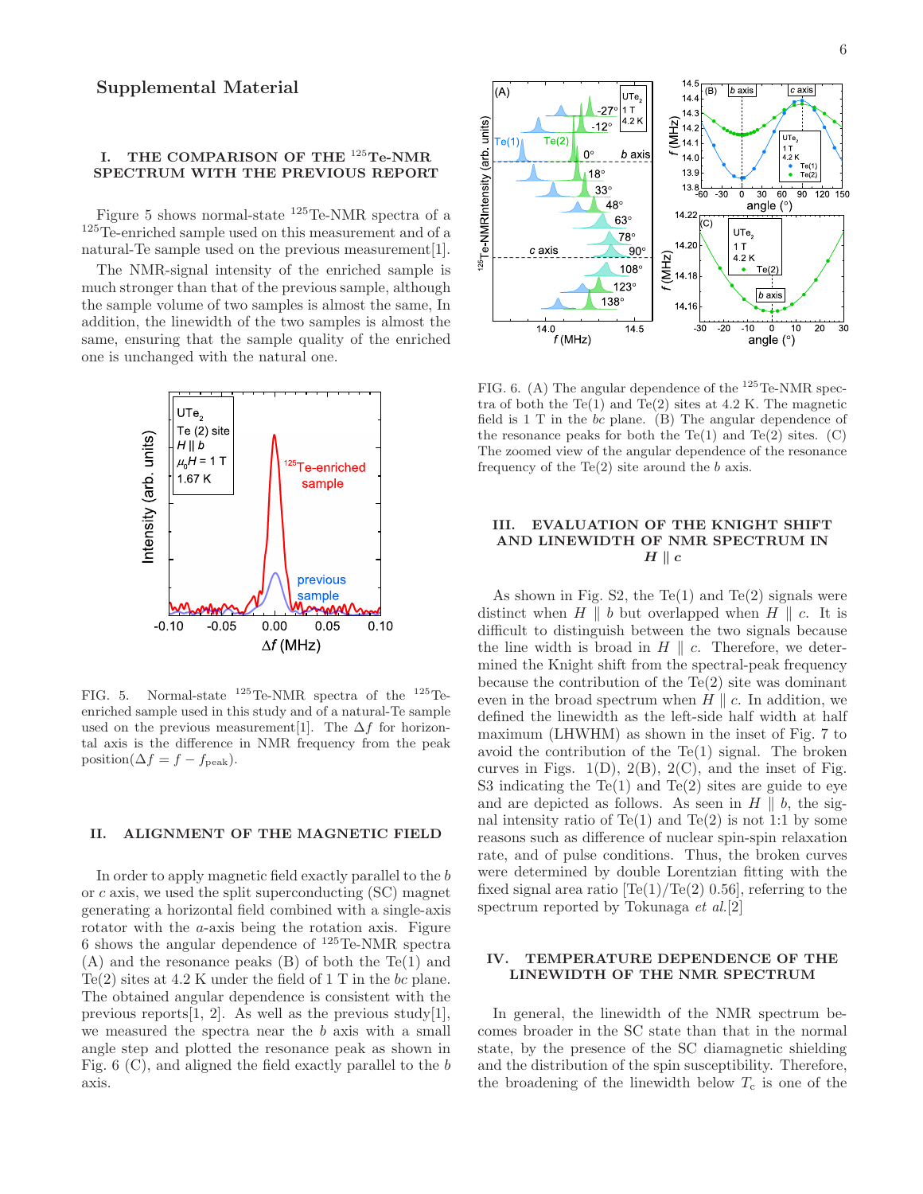# Supplemental Material

## I. THE COMPARISON OF THE $^{125}$Te-NMR SPECTRUM WITH THE PREVIOUS REPORT

Figure 5 shows normal-state $^{125}$Te-NMR spectra of a $^{125}$Te-enriched sample used on this measurement and of a natural-Te sample used on the previous measurement[1].

The NMR-signal intensity of the enriched sample is much stronger than that of the previous sample, although the sample volume of two samples is almost the same, In addition, the linewidth of the two samples is almost the same, ensuring that the sample quality of the enriched one is unchanged with the natural one.

FIG. 5. Normal-state $^{125}$Te-NMR spectra of the $^{125}$Te-enriched sample used in this study and of a natural-Te sample used on the previous measurement[1]. The $\Delta f$ for horizontal axis is the difference in NMR frequency from the peak position($\Delta f = f - f_{\rm peak}$).

## II. ALIGNMENT OF THE MAGNETIC FIELD

In order to apply magnetic field exactly parallel to the $b$ or $c$ axis, we used the split superconducting (SC) magnet generating a horizontal field combined with a single-axis rotator with the $a$-axis being the rotation axis. Figure 6 shows the angular dependence of $^{125}$Te-NMR spectra (A) and the resonance peaks (B) of both the Te(1) and Te(2) sites at 4.2 K under the field of 1 T in the $bc$ plane. The obtained angular dependence is consistent with the previous reports[1, 2]. As well as the previous study[1], we measured the spectra near the $b$ axis with a small angle step and plotted the resonance peak as shown in Fig. 6 (C), and aligned the field exactly parallel to the $b$ axis.

FIG. 6. (A) The angular dependence of the $^{125}$Te-NMR spectra of both the Te(1) and Te(2) sites at 4.2 K. The magnetic field is 1 T in the $bc$ plane. (B) The angular dependence of the resonance peaks for both the Te(1) and Te(2) sites. (C) The zoomed view of the angular dependence of the resonance frequency of the Te(2) site around the $b$ axis.

## III. EVALUATION OF THE KNIGHT SHIFT AND LINEWIDTH OF NMR SPECTRUM IN $H \parallel c$

As shown in Fig. S2, the Te(1) and Te(2) signals were distinct when $H \parallel b$ but overlapped when $H \parallel c$. It is difficult to distinguish between the two signals because the line width is broad in $H \parallel c$. Therefore, we determined the Knight shift from the spectral-peak frequency because the contribution of the Te(2) site was dominant even in the broad spectrum when $H \parallel c$. In addition, we defined the linewidth as the left-side half width at half maximum (LHWHM) as shown in the inset of Fig. 7 to avoid the contribution of the Te(1) signal. The broken curves in Figs. 1(D), 2(B), 2(C), and the inset of Fig. S3 indicating the Te(1) and Te(2) sites are guide to eye and are depicted as follows. As seen in $H \parallel b$, the signal intensity ratio of Te(1) and Te(2) is not 1:1 by some reasons such as difference of nuclear spin-spin relaxation rate, and of pulse conditions. Thus, the broken curves were determined by double Lorentzian fitting with the fixed signal area ratio [Te(1)/Te(2) 0.56], referring to the spectrum reported by Tokunaga *et al.*[2]

## IV. TEMPERATURE DEPENDENCE OF THE LINEWIDTH OF THE NMR SPECTRUM

In general, the linewidth of the NMR spectrum becomes broader in the SC state than that in the normal state, by the presence of the SC diamagnetic shielding and the distribution of the spin susceptibility. Therefore, the broadening of the linewidth below $T_c$ is one of the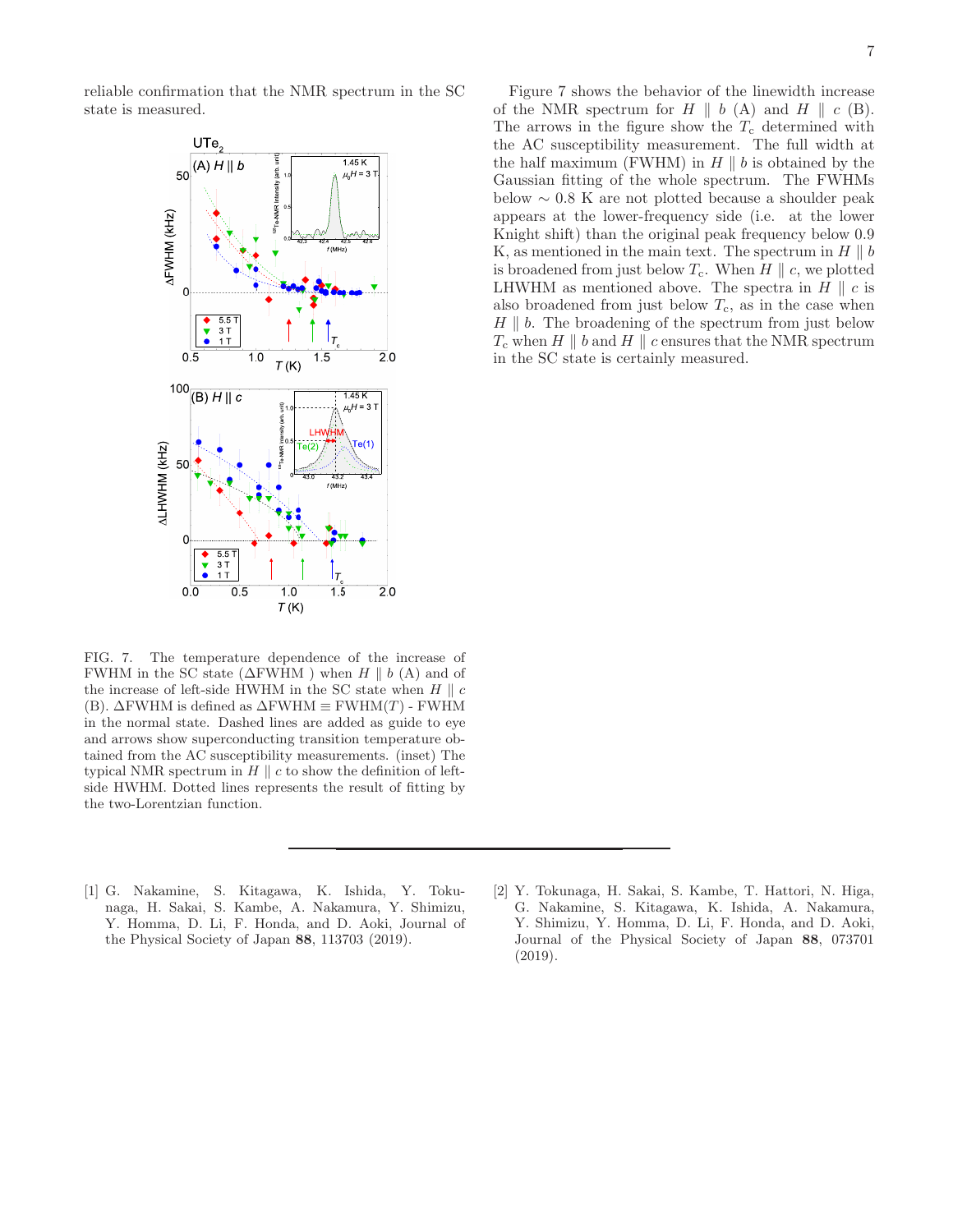reliable confirmation that the NMR spectrum in the SC state is measured.

UTe$_2$

(A) $H \parallel b$

ΔFWHM (kHz)

50

0

0.5 1.0 1.5 2.0

$T$ (K)

5.5 T
3 T
1 T

$T_c$

1.45 K
$\mu_0 H$ = 3 T

$^{125}$Te-NMR intensity (arb. unit)

$f$ (MHz)

(B) $H \parallel c$

ΔLHWHM (kHz)

100

50

0

0.0 0.5 1.0 1.5 2.0

$T$ (K)

5.5 T
3 T
1 T

$T_c$

1.45 K
$\mu_0 H$ = 3 T

LHWHM

Te(2)

Te(1)

$^{125}$Te-NMR intensity (arb. unit)

$f$ (MHz)

FIG. 7. The temperature dependence of the increase of FWHM in the SC state (ΔFWHM ) when $H \parallel b$ (A) and of the increase of left-side HWHM in the SC state when $H \parallel c$ (B). ΔFWHM is defined as ΔFWHM ≡ FWHM($T$) - FWHM in the normal state. Dashed lines are added as guide to eye and arrows show superconducting transition temperature obtained from the AC susceptibility measurements. (inset) The typical NMR spectrum in $H \parallel c$ to show the definition of left-side HWHM. Dotted lines represents the result of fitting by the two-Lorentzian function.

Figure 7 shows the behavior of the linewidth increase of the NMR spectrum for $H \parallel b$ (A) and $H \parallel c$ (B). The arrows in the figure show the $T_c$ determined with the AC susceptibility measurement. The full width at the half maximum (FWHM) in $H \parallel b$ is obtained by the Gaussian fitting of the whole spectrum. The FWHMs below $\sim$ 0.8 K are not plotted because a shoulder peak appears at the lower-frequency side (i.e. at the lower Knight shift) than the original peak frequency below 0.9 K, as mentioned in the main text. The spectrum in $H \parallel b$ is broadened from just below $T_c$. When $H \parallel c$, we plotted LHWHM as mentioned above. The spectra in $H \parallel c$ is also broadened from just below $T_c$, as in the case when $H \parallel b$. The broadening of the spectrum from just below $T_c$ when $H \parallel b$ and $H \parallel c$ ensures that the NMR spectrum in the SC state is certainly measured.

---

[1] G. Nakamine, S. Kitagawa, K. Ishida, Y. Tokunaga, H. Sakai, S. Kambe, A. Nakamura, Y. Shimizu, Y. Homma, D. Li, F. Honda, and D. Aoki, Journal of the Physical Society of Japan **88**, 113703 (2019).

[2] Y. Tokunaga, H. Sakai, S. Kambe, T. Hattori, N. Higa, G. Nakamine, S. Kitagawa, K. Ishida, A. Nakamura, Y. Shimizu, Y. Homma, D. Li, F. Honda, and D. Aoki, Journal of the Physical Society of Japan **88**, 073701 (2019).